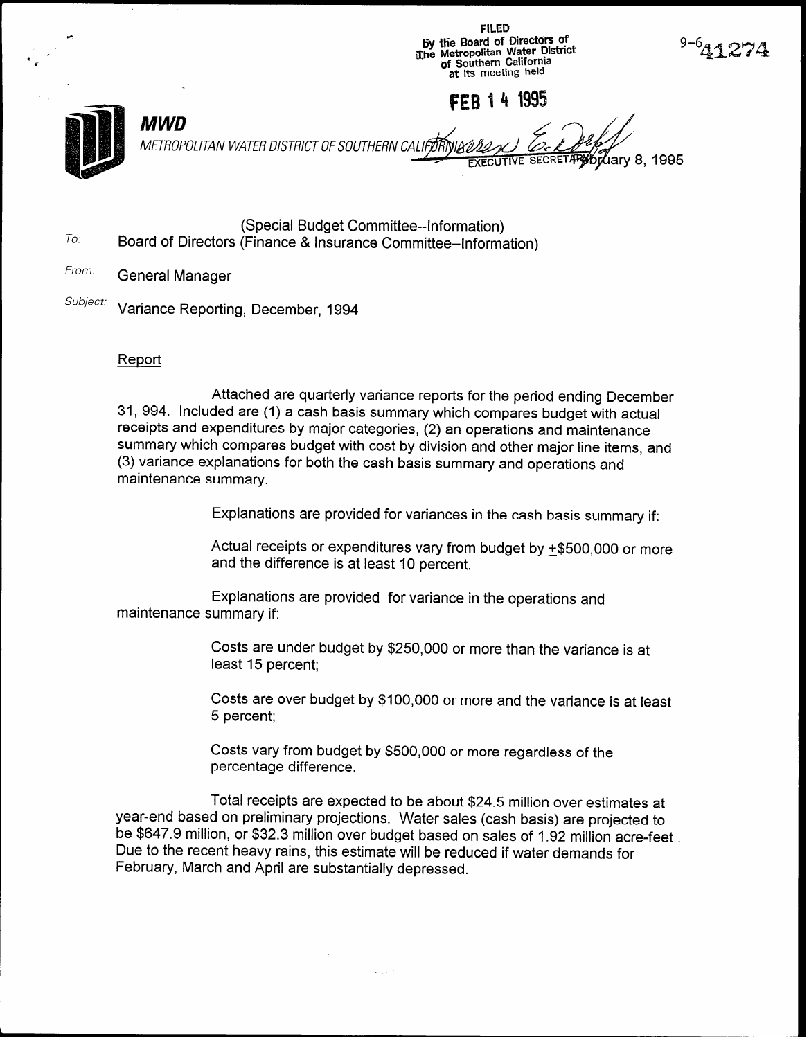FILED
By the Board of Directors of
The Metropolitan Water District
of Southern California
at its meeting held

FEB 14 1995

9-6 41274

**MWD**

*METROPOLITAN WATER DISTRICT OF SOUTHERN CALIFORNIA*

EXECUTIVE SECRETARY

February 8, 1995

To: (Special Budget Committee--Information)
Board of Directors (Finance & Insurance Committee--Information)

From: General Manager

Subject: Variance Reporting, December, 1994

Report

Attached are quarterly variance reports for the period ending December 31, 994. Included are (1) a cash basis summary which compares budget with actual receipts and expenditures by major categories, (2) an operations and maintenance summary which compares budget with cost by division and other major line items, and (3) variance explanations for both the cash basis summary and operations and maintenance summary.

Explanations are provided for variances in the cash basis summary if:

Actual receipts or expenditures vary from budget by ±$500,000 or more and the difference is at least 10 percent.

Explanations are provided for variance in the operations and maintenance summary if:

Costs are under budget by $250,000 or more than the variance is at least 15 percent;

Costs are over budget by $100,000 or more and the variance is at least 5 percent;

Costs vary from budget by $500,000 or more regardless of the percentage difference.

Total receipts are expected to be about $24.5 million over estimates at year-end based on preliminary projections. Water sales (cash basis) are projected to be $647.9 million, or $32.3 million over budget based on sales of 1.92 million acre-feet. Due to the recent heavy rains, this estimate will be reduced if water demands for February, March and April are substantially depressed.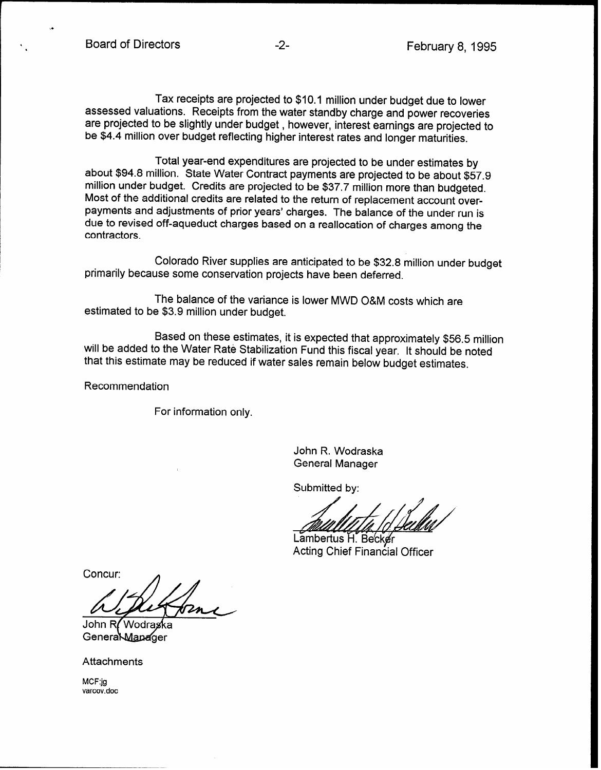Tax receipts are projected to $10.1 million under budget due to lower assessed valuations. Receipts from the water standby charge and power recoveries are projected to be slightly under budget , however, interest earnings are projected to be $4.4 million over budget reflecting higher interest rates and longer maturities.

Total year-end expenditures are projected to be under estimates by about $94.8 million. State Water Contract payments are projected to be about $57.9 million under budget. Credits are projected to be $37.7 million more than budgeted. Most of the additional credits are related to the return of replacement account over-payments and adjustments of prior years' charges. The balance of the under run is due to revised off-aqueduct charges based on a reallocation of charges among the contractors.

Colorado River supplies are anticipated to be $32.8 million under budget primarily because some conservation projects have been deferred.

The balance of the variance is lower MWD O&M costs which are estimated to be $3.9 million under budget.

Based on these estimates, it is expected that approximately $56.5 million will be added to the Water Rate Stabilization Fund this fiscal year. It should be noted that this estimate may be reduced if water sales remain below budget estimates.

Recommendation

For information only.

John R. Wodraska
General Manager

Submitted by:

Lambertus H. Becker
Acting Chief Financial Officer

Concur:

John R. Wodraska
General Manager

Attachments

MCF:jg
varcov.doc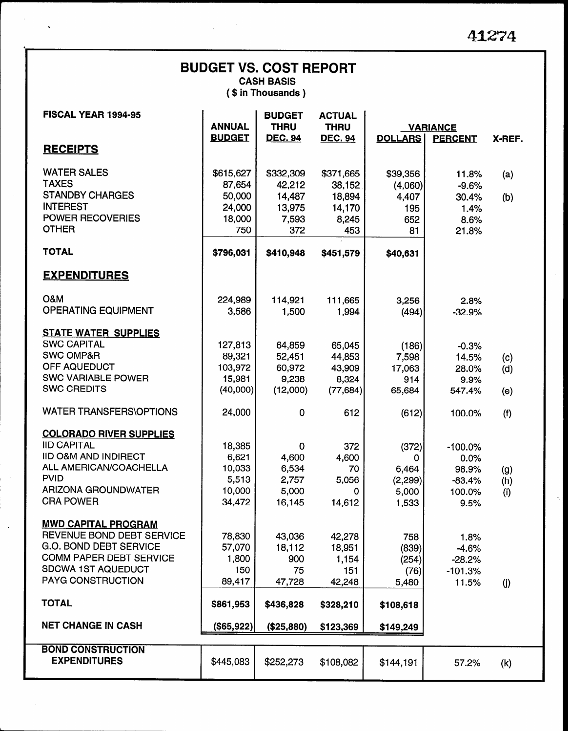41274

# BUDGET VS. COST REPORT

**CASH BASIS**

**( $ in Thousands )**

| FISCAL YEAR 1994-95 | ANNUAL BUDGET | BUDGET THRU DEC. 94 | ACTUAL THRU DEC. 94 | VARIANCE | | X-REF. |
|---|---|---|---|---|---|---|
| | | | | DOLLARS | PERCENT | |
| **RECEIPTS** | | | | | | |
| WATER SALES | $615,627 | $332,309 | $371,665 | $39,356 | 11.8% | (a) |
| TAXES | 87,654 | 42,212 | 38,152 | (4,060) | -9.6% | |
| STANDBY CHARGES | 50,000 | 14,487 | 18,894 | 4,407 | 30.4% | (b) |
| INTEREST | 24,000 | 13,975 | 14,170 | 195 | 1.4% | |
| POWER RECOVERIES | 18,000 | 7,593 | 8,245 | 652 | 8.6% | |
| OTHER | 750 | 372 | 453 | 81 | 21.8% | |
| **TOTAL** | **$796,031** | **$410,948** | **$451,579** | **$40,631** | | |
| **EXPENDITURES** | | | | | | |
| O&M | 224,989 | 114,921 | 111,665 | 3,256 | 2.8% | |
| OPERATING EQUIPMENT | 3,586 | 1,500 | 1,994 | (494) | -32.9% | |
| **STATE WATER SUPPLIES** | | | | | | |
| SWC CAPITAL | 127,813 | 64,859 | 65,045 | (186) | -0.3% | |
| SWC OMP&R | 89,321 | 52,451 | 44,853 | 7,598 | 14.5% | (c) |
| OFF AQUEDUCT | 103,972 | 60,972 | 43,909 | 17,063 | 28.0% | (d) |
| SWC VARIABLE POWER | 15,981 | 9,238 | 8,324 | 914 | 9.9% | |
| SWC CREDITS | (40,000) | (12,000) | (77,684) | 65,684 | 547.4% | (e) |
| WATER TRANSFERS\OPTIONS | 24,000 | 0 | 612 | (612) | 100.0% | (f) |
| **COLORADO RIVER SUPPLIES** | | | | | | |
| IID CAPITAL | 18,385 | 0 | 372 | (372) | -100.0% | |
| IID O&M AND INDIRECT | 6,621 | 4,600 | 4,600 | 0 | 0.0% | |
| ALL AMERICAN/COACHELLA | 10,033 | 6,534 | 70 | 6,464 | 98.9% | (g) |
| PVID | 5,513 | 2,757 | 5,056 | (2,299) | -83.4% | (h) |
| ARIZONA GROUNDWATER | 10,000 | 5,000 | 0 | 5,000 | 100.0% | (i) |
| CRA POWER | 34,472 | 16,145 | 14,612 | 1,533 | 9.5% | |
| **MWD CAPITAL PROGRAM** | | | | | | |
| REVENUE BOND DEBT SERVICE | 78,830 | 43,036 | 42,278 | 758 | 1.8% | |
| G.O. BOND DEBT SERVICE | 57,070 | 18,112 | 18,951 | (839) | -4.6% | |
| COMM PAPER DEBT SERVICE | 1,800 | 900 | 1,154 | (254) | -28.2% | |
| SDCWA 1ST AQUEDUCT | 150 | 75 | 151 | (76) | -101.3% | |
| PAYG CONSTRUCTION | 89,417 | 47,728 | 42,248 | 5,480 | 11.5% | (j) |
| **TOTAL** | **$861,953** | **$436,828** | **$328,210** | **$108,618** | | |
| **NET CHANGE IN CASH** | **($65,922)** | **($25,880)** | **$123,369** | **$149,249** | | |
| **BOND CONSTRUCTION EXPENDITURES** | $445,083 | $252,273 | $108,082 | $144,191 | 57.2% | (k) |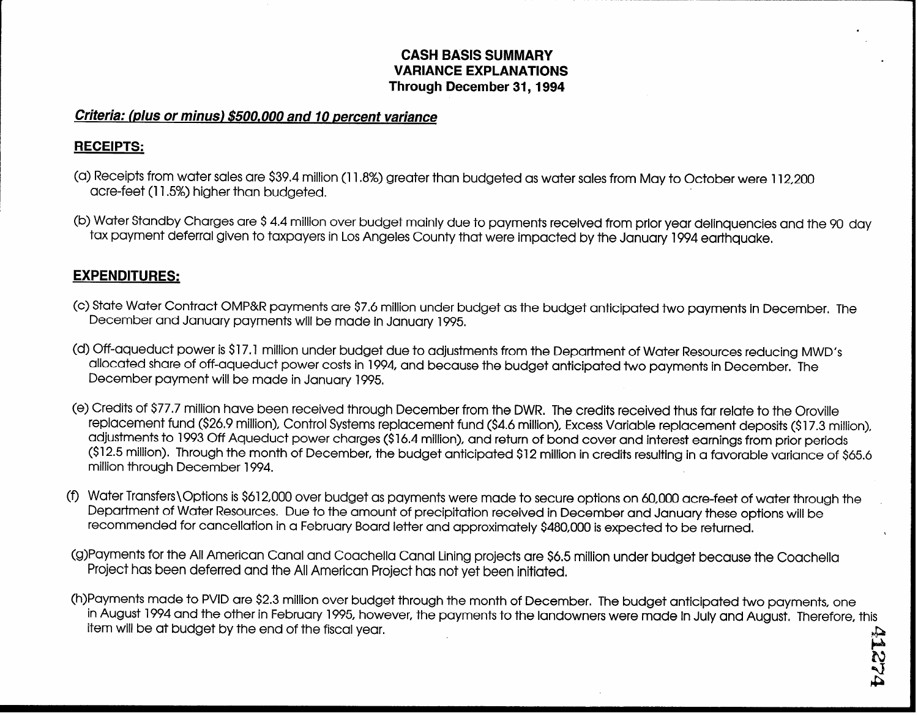# CASH BASIS SUMMARY
## VARIANCE EXPLANATIONS
### Through December 31, 1994

***Criteria: (plus or minus) $500,000 and 10 percent variance***

**RECEIPTS:**

(a) Receipts from water sales are $39.4 million (11.8%) greater than budgeted as water sales from May to October were 112,200 acre-feet (11.5%) higher than budgeted.

(b) Water Standby Charges are $ 4.4 million over budget mainly due to payments received from prior year delinquencies and the 90 day tax payment deferral given to taxpayers in Los Angeles County that were impacted by the January 1994 earthquake.

**EXPENDITURES:**

(c) State Water Contract OMP&R payments are $7.6 million under budget as the budget anticipated two payments in December. The December and January payments will be made in January 1995.

(d) Off-aqueduct power is $17.1 million under budget due to adjustments from the Department of Water Resources reducing MWD's allocated share of off-aqueduct power costs in 1994, and because the budget anticipated two payments in December. The December payment will be made in January 1995.

(e) Credits of $77.7 million have been received through December from the DWR. The credits received thus far relate to the Oroville replacement fund ($26.9 million), Control Systems replacement fund ($4.6 million), Excess Variable replacement deposits ($17.3 million), adjustments to 1993 Off Aqueduct power charges ($16.4 million), and return of bond cover and interest earnings from prior periods ($12.5 million). Through the month of December, the budget anticipated $12 million in credits resulting in a favorable variance of $65.6 million through December 1994.

(f) Water Transfers\Options is $612,000 over budget as payments were made to secure options on 60,000 acre-feet of water through the Department of Water Resources. Due to the amount of precipitation received in December and January these options will be recommended for cancellation in a February Board letter and approximately $480,000 is expected to be returned.

(g) Payments for the All American Canal and Coachella Canal Lining projects are $6.5 million under budget because the Coachella Project has been deferred and the All American Project has not yet been initiated.

(h) Payments made to PVID are $2.3 million over budget through the month of December. The budget anticipated two payments, one in August 1994 and the other in February 1995, however, the payments to the landowners were made in July and August. Therefore, this item will be at budget by the end of the fiscal year.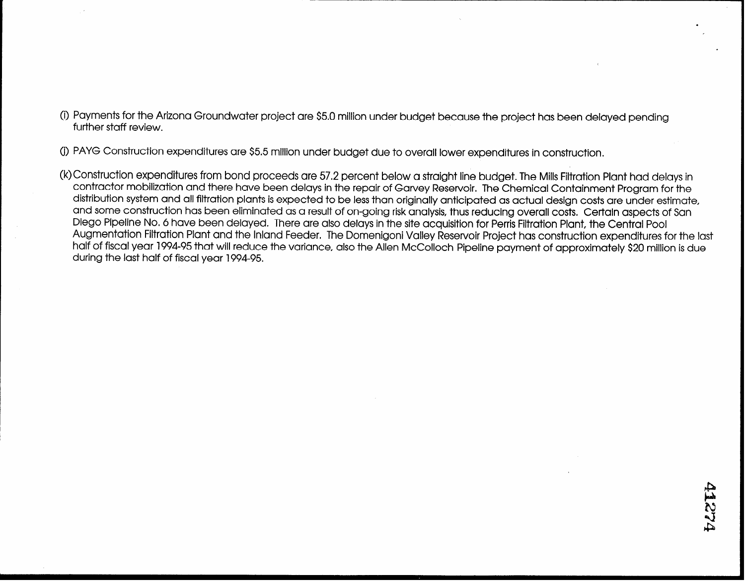(i) Payments for the Arizona Groundwater project are $5.0 million under budget because the project has been delayed pending further staff review.

(j) PAYG Construction expenditures are $5.5 million under budget due to overall lower expenditures in construction.

(k) Construction expenditures from bond proceeds are 57.2 percent below a straight line budget. The Mills Filtration Plant had delays in contractor mobilization and there have been delays in the repair of Garvey Reservoir. The Chemical Containment Program for the distribution system and all filtration plants is expected to be less than originally anticipated as actual design costs are under estimate, and some construction has been eliminated as a result of on-going risk analysis, thus reducing overall costs. Certain aspects of San Diego Pipeline No. 6 have been delayed. There are also delays in the site acquisition for Perris Filtration Plant, the Central Pool Augmentation Filtration Plant and the Inland Feeder. The Domenigoni Valley Reservoir Project has construction expenditures for the last half of fiscal year 1994-95 that will reduce the variance, also the Allen McColloch Pipeline payment of approximately $20 million is due during the last half of fiscal year 1994-95.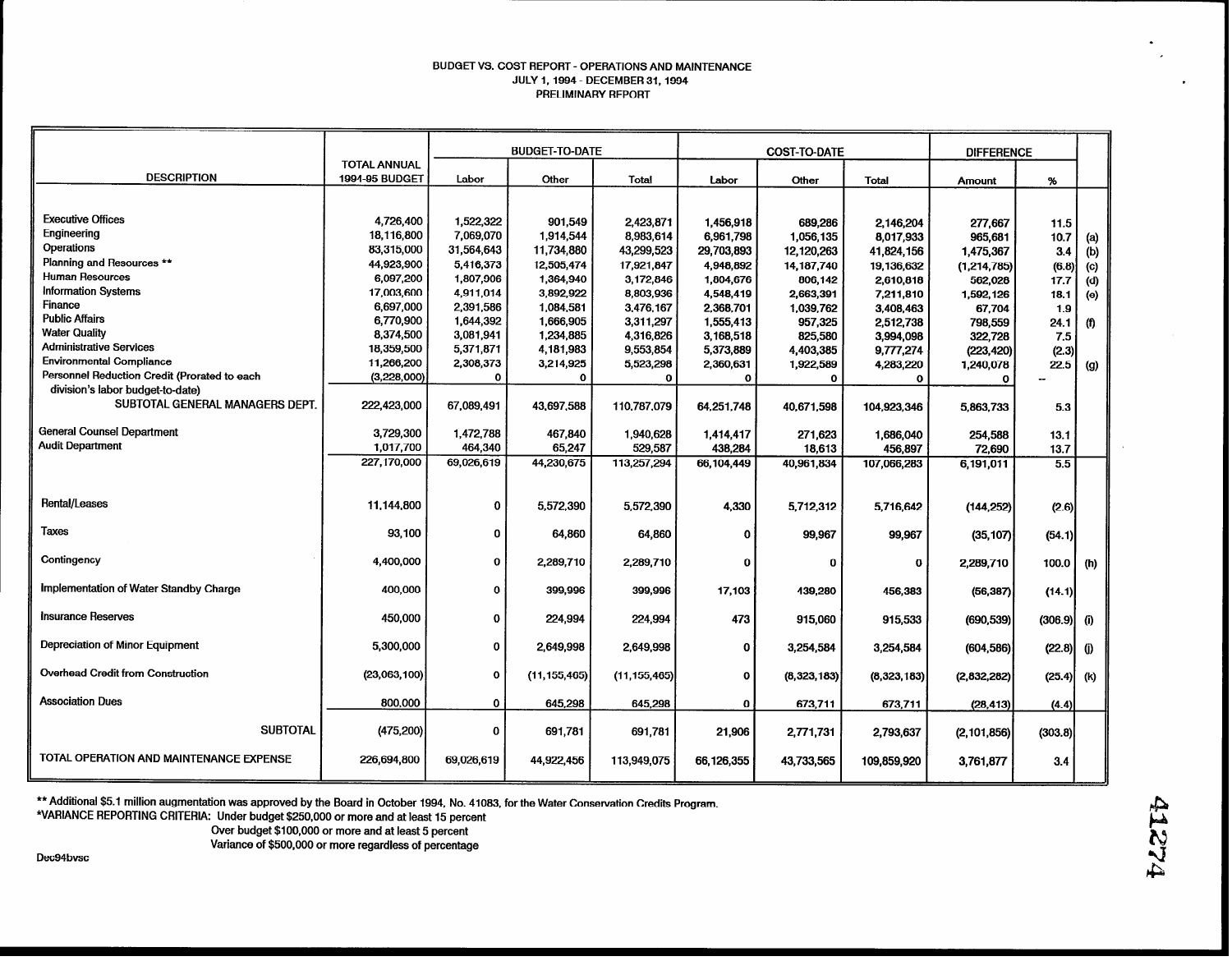BUDGET VS. COST REPORT - OPERATIONS AND MAINTENANCE
JULY 1, 1994 - DECEMBER 31, 1994
PRELIMINARY REPORT

| DESCRIPTION | TOTAL ANNUAL 1994-95 BUDGET | BUDGET-TO-DATE | | | COST-TO-DATE | | | DIFFERENCE | | |
|---|---|---|---|---|---|---|---|---|---|---|
| | | Labor | Other | Total | Labor | Other | Total | Amount | % | |
| Executive Offices | 4,726,400 | 1,522,322 | 901,549 | 2,423,871 | 1,456,918 | 689,286 | 2,146,204 | 277,667 | 11.5 | |
| Engineering | 18,116,800 | 7,069,070 | 1,914,544 | 8,983,614 | 6,961,798 | 1,056,135 | 8,017,933 | 965,681 | 10.7 | (a) |
| Operations | 83,315,000 | 31,564,643 | 11,734,880 | 43,299,523 | 29,703,893 | 12,120,263 | 41,824,156 | 1,475,367 | 3.4 | (b) |
| Planning and Resources ** | 44,923,900 | 5,416,373 | 12,505,474 | 17,921,847 | 4,948,892 | 14,187,740 | 19,136,632 | (1,214,785) | (6.8) | (c) |
| Human Resources | 6,097,200 | 1,807,906 | 1,364,940 | 3,172,846 | 1,804,676 | 806,142 | 2,610,818 | 562,028 | 17.7 | (d) |
| Information Systems | 17,003,600 | 4,911,014 | 3,892,922 | 8,803,936 | 4,548,419 | 2,663,391 | 7,211,810 | 1,592,126 | 18.1 | (e) |
| Finance | 6,697,000 | 2,391,586 | 1,084,581 | 3,476,167 | 2,368,701 | 1,039,762 | 3,408,463 | 67,704 | 1.9 | |
| Public Affairs | 6,770,900 | 1,644,392 | 1,666,905 | 3,311,297 | 1,555,413 | 957,325 | 2,512,738 | 798,559 | 24.1 | (f) |
| Water Quality | 8,374,500 | 3,081,941 | 1,234,885 | 4,316,826 | 3,168,518 | 825,580 | 3,994,098 | 322,728 | 7.5 | |
| Administrative Services | 18,359,500 | 5,371,871 | 4,181,983 | 9,553,854 | 5,373,889 | 4,403,385 | 9,777,274 | (223,420) | (2.3) | |
| Environmental Compliance | 11,266,200 | 2,308,373 | 3,214,925 | 5,523,298 | 2,360,631 | 1,922,589 | 4,283,220 | 1,240,078 | 22.5 | (g) |
| Personnel Reduction Credit (Prorated to each division's labor budget-to-date) | (3,228,000) | 0 | 0 | 0 | 0 | 0 | 0 | 0 | -- | |
| SUBTOTAL GENERAL MANAGERS DEPT. | 222,423,000 | 67,089,491 | 43,697,588 | 110,787,079 | 64,251,748 | 40,671,598 | 104,923,346 | 5,863,733 | 5.3 | |
| General Counsel Department | 3,729,300 | 1,472,788 | 467,840 | 1,940,628 | 1,414,417 | 271,623 | 1,686,040 | 254,588 | 13.1 | |
| Audit Department | 1,017,700 | 464,340 | 65,247 | 529,587 | 438,284 | 18,613 | 456,897 | 72,690 | 13.7 | |
| | 227,170,000 | 69,026,619 | 44,230,675 | 113,257,294 | 66,104,449 | 40,961,834 | 107,066,283 | 6,191,011 | 5.5 | |
| Rental/Leases | 11,144,800 | 0 | 5,572,390 | 5,572,390 | 4,330 | 5,712,312 | 5,716,642 | (144,252) | (2.6) | |
| Taxes | 93,100 | 0 | 64,860 | 64,860 | 0 | 99,967 | 99,967 | (35,107) | (54.1) | |
| Contingency | 4,400,000 | 0 | 2,289,710 | 2,289,710 | 0 | 0 | 0 | 2,289,710 | 100.0 | (h) |
| Implementation of Water Standby Charge | 400,000 | 0 | 399,996 | 399,996 | 17,103 | 439,280 | 456,383 | (56,387) | (14.1) | |
| Insurance Reserves | 450,000 | 0 | 224,994 | 224,994 | 473 | 915,060 | 915,533 | (690,539) | (306.9) | (i) |
| Depreciation of Minor Equipment | 5,300,000 | 0 | 2,649,998 | 2,649,998 | 0 | 3,254,584 | 3,254,584 | (604,586) | (22.8) | (j) |
| Overhead Credit from Construction | (23,063,100) | 0 | (11,155,465) | (11,155,465) | 0 | (8,323,183) | (8,323,183) | (2,832,282) | (25.4) | (k) |
| Association Dues | 800,000 | 0 | 645,298 | 645,298 | 0 | 673,711 | 673,711 | (28,413) | (4.4) | |
| SUBTOTAL | (475,200) | 0 | 691,781 | 691,781 | 21,906 | 2,771,731 | 2,793,637 | (2,101,856) | (303.8) | |
| TOTAL OPERATION AND MAINTENANCE EXPENSE | 226,694,800 | 69,026,619 | 44,922,456 | 113,949,075 | 66,126,355 | 43,733,565 | 109,859,920 | 3,761,877 | 3.4 | |

** Additional $5.1 million augmentation was approved by the Board in October 1994, No. 41083, for the Water Conservation Credits Program.

*VARIANCE REPORTING CRITERIA: Under budget $250,000 or more and at least 15 percent
Over budget $100,000 or more and at least 5 percent
Variance of $500,000 or more regardless of percentage

Dec94bvsc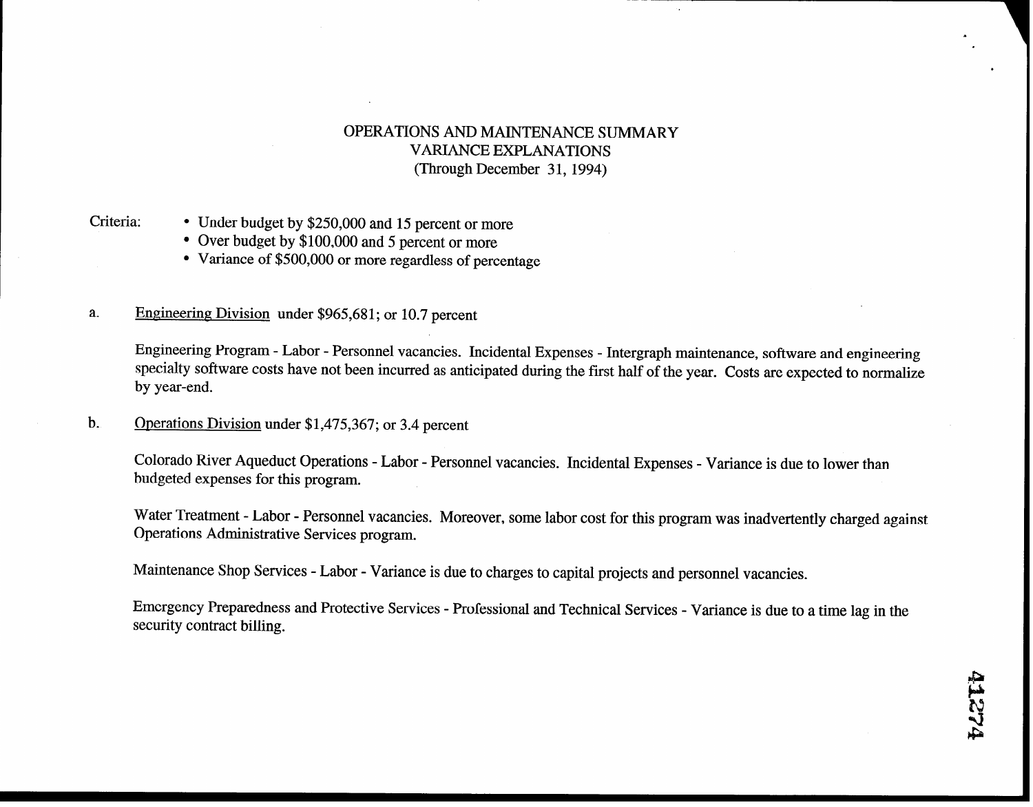# OPERATIONS AND MAINTENANCE SUMMARY
## VARIANCE EXPLANATIONS
### (Through December 31, 1994)

Criteria:

- Under budget by $250,000 and 15 percent or more
- Over budget by $100,000 and 5 percent or more
- Variance of $500,000 or more regardless of percentage

a. <u>Engineering Division</u> under $965,681; or 10.7 percent

Engineering Program - Labor - Personnel vacancies. Incidental Expenses - Intergraph maintenance, software and engineering specialty software costs have not been incurred as anticipated during the first half of the year. Costs are expected to normalize by year-end.

b. <u>Operations Division</u> under $1,475,367; or 3.4 percent

Colorado River Aqueduct Operations - Labor - Personnel vacancies. Incidental Expenses - Variance is due to lower than budgeted expenses for this program.

Water Treatment - Labor - Personnel vacancies. Moreover, some labor cost for this program was inadvertently charged against Operations Administrative Services program.

Maintenance Shop Services - Labor - Variance is due to charges to capital projects and personnel vacancies.

Emergency Preparedness and Protective Services - Professional and Technical Services - Variance is due to a time lag in the security contract billing.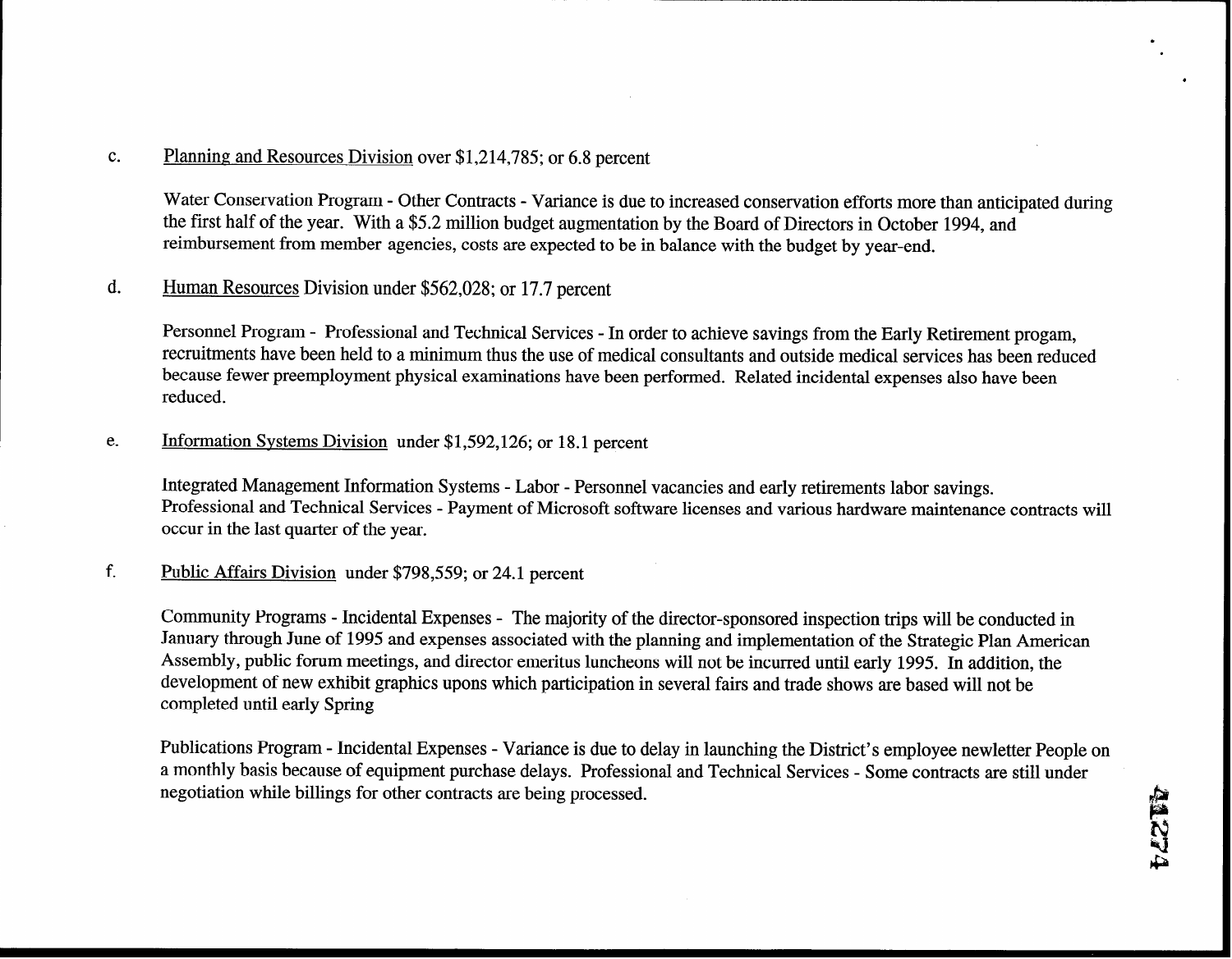c. Planning and Resources Division over $1,214,785; or 6.8 percent

Water Conservation Program - Other Contracts - Variance is due to increased conservation efforts more than anticipated during the first half of the year. With a $5.2 million budget augmentation by the Board of Directors in October 1994, and reimbursement from member agencies, costs are expected to be in balance with the budget by year-end.

d. Human Resources Division under $562,028; or 17.7 percent

Personnel Program - Professional and Technical Services - In order to achieve savings from the Early Retirement progam, recruitments have been held to a minimum thus the use of medical consultants and outside medical services has been reduced because fewer preemployment physical examinations have been performed. Related incidental expenses also have been reduced.

e. Information Systems Division under $1,592,126; or 18.1 percent

Integrated Management Information Systems - Labor - Personnel vacancies and early retirements labor savings. Professional and Technical Services - Payment of Microsoft software licenses and various hardware maintenance contracts will occur in the last quarter of the year.

f. Public Affairs Division under $798,559; or 24.1 percent

Community Programs - Incidental Expenses - The majority of the director-sponsored inspection trips will be conducted in January through June of 1995 and expenses associated with the planning and implementation of the Strategic Plan American Assembly, public forum meetings, and director emeritus luncheons will not be incurred until early 1995. In addition, the development of new exhibit graphics upons which participation in several fairs and trade shows are based will not be completed until early Spring

Publications Program - Incidental Expenses - Variance is due to delay in launching the District's employee newletter People on a monthly basis because of equipment purchase delays. Professional and Technical Services - Some contracts are still under negotiation while billings for other contracts are being processed.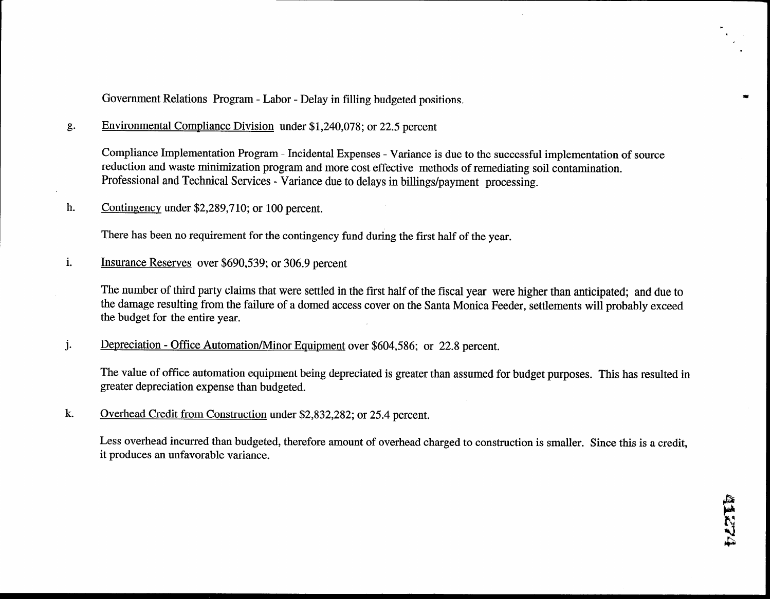Government Relations Program - Labor - Delay in filling budgeted positions.

g. Environmental Compliance Division under $1,240,078; or 22.5 percent

Compliance Implementation Program - Incidental Expenses - Variance is due to the successful implementation of source reduction and waste minimization program and more cost effective methods of remediating soil contamination. Professional and Technical Services - Variance due to delays in billings/payment processing.

h. Contingency under $2,289,710; or 100 percent.

There has been no requirement for the contingency fund during the first half of the year.

i. Insurance Reserves over $690,539; or 306.9 percent

The number of third party claims that were settled in the first half of the fiscal year were higher than anticipated; and due to the damage resulting from the failure of a domed access cover on the Santa Monica Feeder, settlements will probably exceed the budget for the entire year.

j. Depreciation - Office Automation/Minor Equipment over $604,586; or 22.8 percent.

The value of office automation equipment being depreciated is greater than assumed for budget purposes. This has resulted in greater depreciation expense than budgeted.

k. Overhead Credit from Construction under $2,832,282; or 25.4 percent.

Less overhead incurred than budgeted, therefore amount of overhead charged to construction is smaller. Since this is a credit, it produces an unfavorable variance.